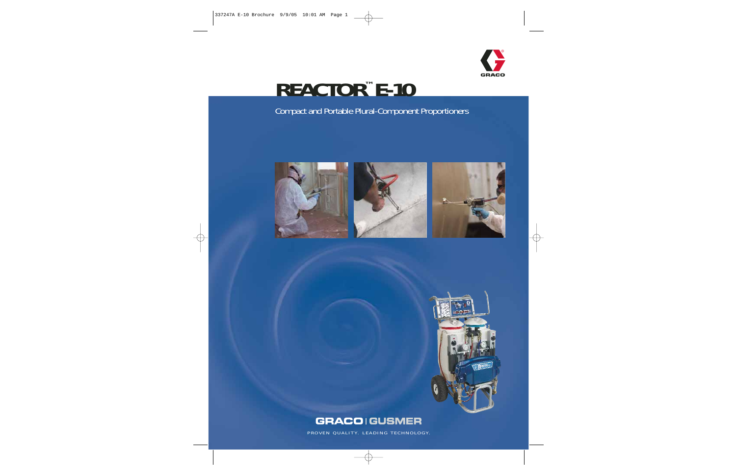# REACTOR™ E-10

Compact and Portable Plural-Component Proportioners

GRACO | GUSMER

PROVEN QUALITY. LEADING TECHNOLOGY.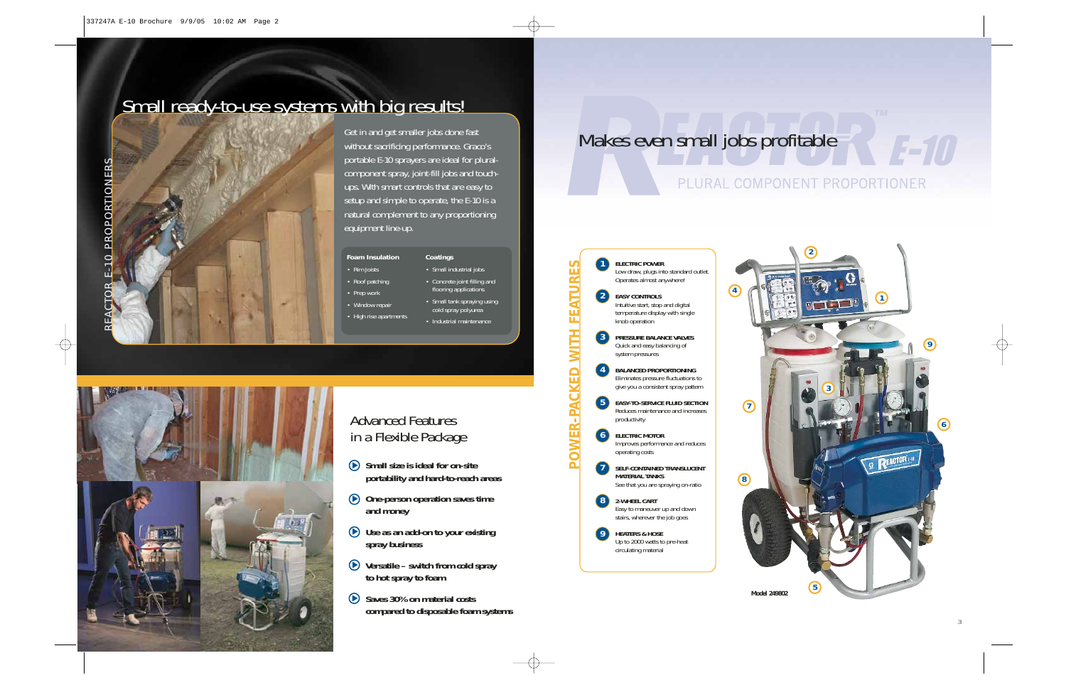# Small ready-to-use systems with big results!

Get in and get smaller jobs done fast without sacrificing performance. Graco's portable E-10 sprayers are ideal for plural-component spray, joint-fill jobs and touch-ups. With smart controls that are easy to setup and simple to operate, the E-10 is a natural complement to any proportioning equipment line-up.

**Foam Insulation**

- Rim Joists
- Roof patching
- Prep work
- Window repair
- High rise apartments

**Coatings**

- Small industrial jobs
- Concrete joint filling and flooring applications
- Small tank spraying using cold spray polyurea
- Industrial maintenance

REACTOR E-10 PROPORTIONERS

## Advanced Features in a Flexible Package

- **Small size is ideal for on-site portability and hard-to-reach areas**
- **One-person operation saves time and money**
- **Use as an add-on to your existing spray business**
- **Versatile – switch from cold spray to hot spray to foam**
- **Saves 30% on material costs compared to disposable foam systems**

# Makes even small jobs profitable

REACTOR™ E-10

PLURAL COMPONENT PROPORTIONER

## POWER-PACKED WITH FEATURES

1. **ELECTRIC POWER**
   Low draw, plugs into standard outlet. Operates almost anywhere!
2. **EASY CONTROLS**
   Intuitive start, stop and digital temperature display with single knob operation
3. **PRESSURE BALANCE VALVES**
   Quick and easy balancing of system pressures
4. **BALANCED PROPORTIONING**
   Eliminates pressure fluctuations to give you a consistent spray pattern
5. **EASY-TO-SERVICE FLUID SECTION**
   Reduces maintenance and increases productivity
6. **ELECTRIC MOTOR**
   Improves performance and reduces operating costs
7. **SELF-CONTAINED TRANSLUCENT MATERIAL TANKS**
   See that you are spraying on-ratio
8. **2-WHEEL CART**
   Easy to maneuver up and down stairs, wherever the job goes
9. **HEATERS & HOSE**
   Up to 2000 watts to pre-heat circulating material

Model 249802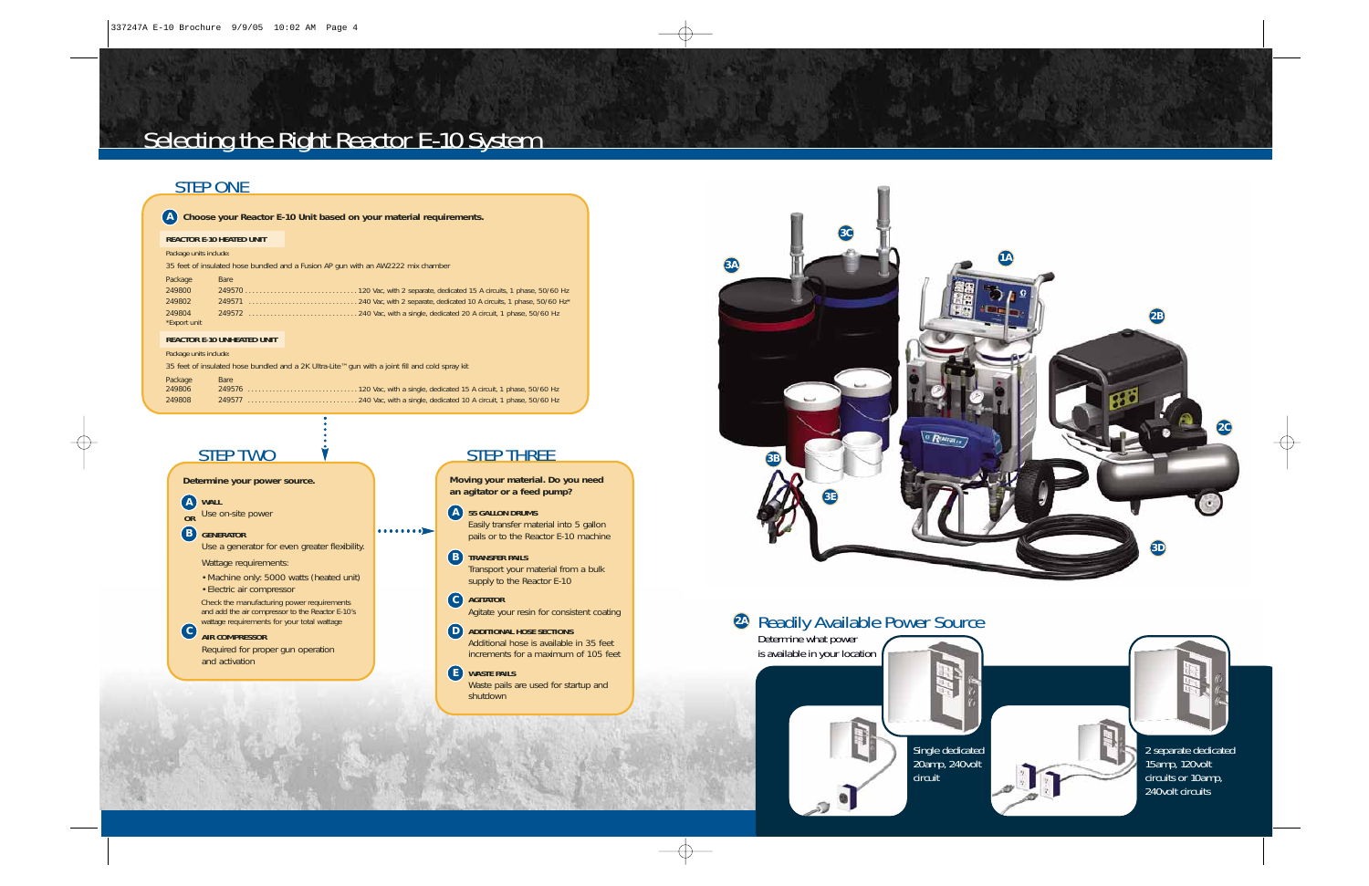# Selecting the Right Reactor E-10 System

## STEP ONE

**A** **Choose your Reactor E-10 Unit based on your material requirements.**

**REACTOR E-10 HEATED UNIT**

Package units include:

35 feet of insulated hose bundled and a Fusion AP gun with an AW2222 mix chamber

| Package | Bare | |
|---|---|---|
| 249800 | 249570 | 120 Vac, with 2 separate, dedicated 15 A circuits, 1 phase, 50/60 Hz |
| 249802 | 249571 | 240 Vac, with 2 separate, dedicated 10 A circuits, 1 phase, 50/60 Hz* |
| 249804 | 249572 | 240 Vac, with a single, dedicated 20 A circuit, 1 phase, 50/60 Hz |

*Export unit

**REACTOR E-10 UNHEATED UNIT**

Package units include:

35 feet of insulated hose bundled and a 2K Ultra-Lite™ gun with a joint fill and cold spray kit

| Package | Bare | |
|---|---|---|
| 249806 | 249576 | 120 Vac, with a single, dedicated 15 A circuit, 1 phase, 50/60 Hz |
| 249808 | 249577 | 240 Vac, with a single, dedicated 10 A circuit, 1 phase, 50/60 Hz |

## STEP TWO

**Determine your power source.**

**A** **WALL**
Use on-site power

**OR**

**B** **GENERATOR**
Use a generator for even greater flexibility.

Wattage requirements:

- Machine only: 5000 watts (heated unit)
- Electric air compressor

Check the manufacturing power requirements and add the air compressor to the Reactor E-10's wattage requirements for your total wattage

**C** **AIR COMPRESSOR**
Required for proper gun operation and activation

## STEP THREE

**Moving your material. Do you need an agitator or a feed pump?**

**A** **55 GALLON DRUMS**
Easily transfer material into 5 gallon pails or to the Reactor E-10 machine

**B** **TRANSFER PAILS**
Transport your material from a bulk supply to the Reactor E-10

**C** **AGITATOR**
Agitate your resin for consistent coating

**D** **ADDITIONAL HOSE SECTIONS**
Additional hose is available in 35 feet increments for a maximum of 105 feet

**E** **WASTE PAILS**
Waste pails are used for startup and shutdown

1A 2B 2C 3A 3B 3C 3D 3E

## 2A Readily Available Power Source

Determine what power is available in your location

Single dedicated 20amp, 240volt circuit

2 separate dedicated 15amp, 120volt circuits or 10amp, 240volt circuits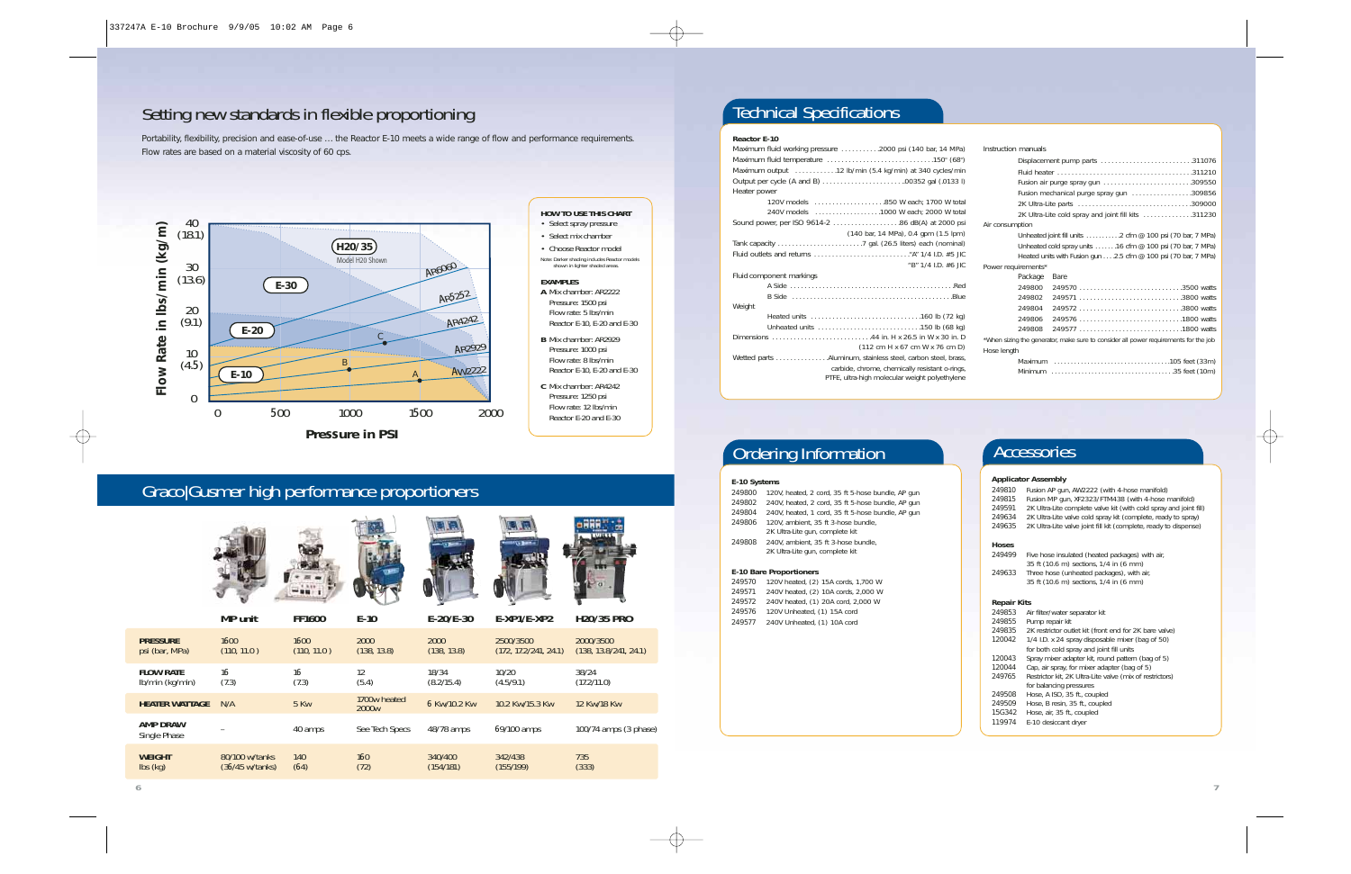# Setting new standards in flexible proportioning

Portability, flexibility, precision and ease-of-use … the Reactor E-10 meets a wide range of flow and performance requirements. Flow rates are based on a material viscosity of 60 cps.

**HOW TO USE THIS CHART**

- Select spray pressure
- Select mix chamber
- Choose Reactor model

Note: Darker shading includes Reactor models shown in lighter shaded areas.

**EXAMPLES**

**A** Mix chamber: AR2222
Pressure: 1500 psi
Flow rate: 5 lbs/min
Reactor E-10, E-20 and E-30

**B** Mix chamber: AR2929
Pressure: 1000 psi
Flow rate: 8 lbs/min
Reactor E-10, E-20 and E-30

**C** Mix chamber: AR4242
Pressure: 1250 psi
Flow rate: 12 lbs/min
Reactor E-20 and E-30

## Graco|Gusmer high performance proportioners

| | MP unit | FF1600 | E-10 | E-20/E-30 | E-XP1/E-XP2 | H20/35 PRO |
|---|---|---|---|---|---|---|
| **PRESSURE** psi (bar, MPa) | 1600 (110, 11.0) | 1600 (110, 11.0) | 2000 (138, 13.8) | 2000 (138, 13.8) | 2500/3500 (172, 17.2/241, 24.1) | 2000/3500 (138, 13.8/241, 24.1) |
| **FLOW RATE** lb/min (kg/min) | 16 (7.3) | 16 (7.3) | 12 (5.4) | 18/34 (8.2/15.4) | 10/20 (4.5/9.1) | 38/24 (17.2/11.0) |
| **HEATER WATTAGE** | N/A | 5 Kw | 1700w heated 2000w | 6 Kw/10.2 Kw | 10.2 Kw/15.3 Kw | 12 Kw/18 Kw |
| **AMP DRAW** Single Phase | – | 40 amps | See Tech Specs | 48/78 amps | 69/100 amps | 100/74 amps (3 phase) |
| **WEIGHT** lbs (kg) | 80/100 w/tanks (36/45 w/tanks) | 140 (64) | 160 (72) | 340/400 (154/181) | 342/438 (155/199) | 735 (333) |

## Technical Specifications

**Reactor E-10**

- Maximum fluid working pressure: 2000 psi (140 bar, 14 MPa)
- Maximum fluid temperature: 150° (68°)
- Maximum output: 12 lb/min (5.4 kg/min) at 340 cycles/min
- Output per cycle (A and B): .00352 gal (.0133 l)
- Heater power
  - 120V models: 850 W each; 1700 W total
  - 240V models: 1000 W each; 2000 W total
- Sound power, per ISO 9614-2: 86 dB(A) at 2000 psi (140 bar, 14 MPa), 0.4 gpm (1.5 lpm)
- Tank capacity: 7 gal. (26.5 liters) each (nominal)
- Fluid outlets and returns: "A" 1/4 I.D. #5 JIC; "B" 1/4 I.D. #6 JIC
- Fluid component markings
  - A Side: Red
  - B Side: Blue
- Weight
  - Heated units: 160 lb (72 kg)
  - Unheated units: 150 lb (68 kg)
- Dimensions: 44 in. H x 26.5 in W x 30 in. D (112 cm H x 67 cm W x 76 cm D)
- Wetted parts: Aluminum, stainless steel, carbon steel, brass, carbide, chrome, chemically resistant o-rings, PTFE, ultra-high molecular weight polyethylene

Instruction manuals

- Displacement pump parts: 311076
- Fluid heater: 311210
- Fusion air purge spray gun: 309550
- Fusion mechanical purge spray gun: 309856
- 2K Ultra-Lite parts: 309000
- 2K Ultra-Lite cold spray and joint fill kits: 311230

Air consumption

- Unheated joint fill units: 2 cfm @ 100 psi (70 bar, 7 MPa)
- Unheated cold spray units: 16 cfm @ 100 psi (70 bar, 7 MPa)
- Heated units with Fusion gun: 2.5 cfm @ 100 psi (70 bar, 7 MPa)

Power requirements*

| Package | Bare | |
|---|---|---|
| 249800 | 249570 | 3500 watts |
| 249802 | 249571 | 3800 watts |
| 249804 | 249572 | 3800 watts |
| 249806 | 249576 | 1800 watts |
| 249808 | 249577 | 1800 watts |

*When sizing the generator, make sure to consider all power requirements for the job

Hose length

- Maximum: 105 feet (33m)
- Minimum: 35 feet (10m)

## Ordering Information

**E-10 Systems**

- 249800 — 120V, heated, 2 cord, 35 ft 5-hose bundle, AP gun
- 249802 — 240V, heated, 2 cord, 35 ft 5-hose bundle, AP gun
- 249804 — 240V, heated, 1 cord, 35 ft 5-hose bundle, AP gun
- 249806 — 120V, ambient, 35 ft 3-hose bundle, 2K Ultra-Lite gun, complete kit
- 249808 — 240V, ambient, 35 ft 3-hose bundle, 2K Ultra-Lite gun, complete kit

**E-10 Bare Proportioners**

- 249570 — 120V heated, (2) 15A cords, 1,700 W
- 249571 — 240V heated, (2) 10A cords, 2,000 W
- 249572 — 240V heated, (1) 20A cord, 2,000 W
- 249576 — 120V Unheated, (1) 15A cord
- 249577 — 240V Unheated, (1) 10A cord

## Accessories

**Applicator Assembly**

- 249810 — Fusion AP gun, AW2222 (with 4-hose manifold)
- 249815 — Fusion MP gun, XF2323/FTM438 (with 4-hose manifold)
- 249591 — 2K Ultra-Lite complete valve kit (with cold spray and joint fill)
- 249634 — 2K Ultra-Lite valve cold spray kit (complete, ready to spray)
- 249635 — 2K Ultra-Lite valve joint fill kit (complete, ready to dispense)

**Hoses**

- 249499 — Five hose insulated (heated packages) with air, 35 ft (10.6 m) sections, 1/4 in (6 mm)
- 249633 — Three hose (unheated packages), with air, 35 ft (10.6 m) sections, 1/4 in (6 mm)

**Repair Kits**

- 249853 — Air filter/water separator kit
- 249855 — Pump repair kit
- 249835 — 2K restrictor outlet kit (front end for 2K bare valve)
- 120042 — 1/4 I.D. x 24 spray disposable mixer (bag of 50) for both cold spray and joint fill units
- 120043 — Spray mixer adapter kit, round pattern (bag of 5)
- 120044 — Cap, air spray, for mixer adapter (bag of 5)
- 249765 — Restrictor kit, 2K Ultra-Lite valve (mix of restrictors) for balancing pressures
- 249508 — Hose, A ISO, 35 ft., coupled
- 249509 — Hose, B resin, 35 ft., coupled
- 15G342 — Hose, air, 35 ft., coupled
- 119974 — E-10 desiccant dryer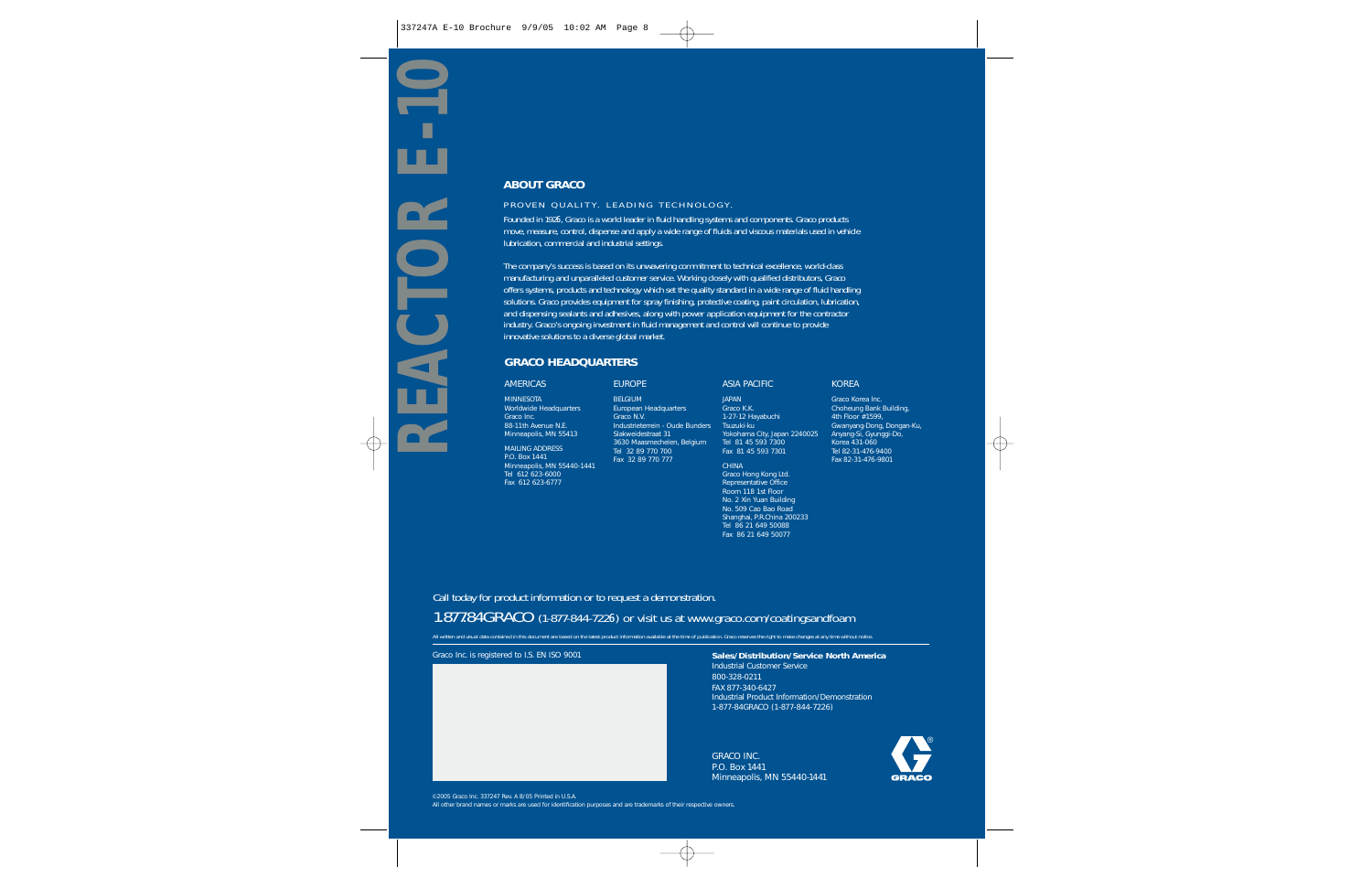# REACTOR E-10

## ABOUT GRACO

PROVEN QUALITY. LEADING TECHNOLOGY.

Founded in 1926, Graco is a world leader in fluid handling systems and components. Graco products move, measure, control, dispense and apply a wide range of fluids and viscous materials used in vehicle lubrication, commercial and industrial settings.

The company's success is based on its unwavering commitment to technical excellence, world-class manufacturing and unparalleled customer service. Working closely with qualified distributors, Graco offers systems, products and technology which set the quality standard in a wide range of fluid handling solutions. Graco provides equipment for spray finishing, protective coating, paint circulation, lubrication, and dispensing sealants and adhesives, along with power application equipment for the contractor industry. Graco's ongoing investment in fluid management and control will continue to provide innovative solutions to a diverse global market.

## GRACO HEADQUARTERS

### AMERICAS

MINNESOTA
Worldwide Headquarters
Graco Inc.
88-11th Avenue N.E.
Minneapolis, MN 55413

MAILING ADDRESS
P.O. Box 1441
Minneapolis, MN 55440-1441
Tel 612 623-6000
Fax 612 623-6777

### EUROPE

BELGIUM
European Headquarters
Graco N.V.
Industrieterrein - Oude Bunders
Slakweidestraat 31
3630 Maasmechelen, Belgium
Tel 32 89 770 700
Fax 32 89 770 777

### ASIA PACIFIC

JAPAN
Graco K.K.
1-27-12 Hayabuchi
Tsuzuki-ku
Yokohama City, Japan 2240025
Tel 81 45 593 7300
Fax 81 45 593 7301

CHINA
Graco Hong Kong Ltd.
Representative Office
Room 118 1st Floor
No. 2 Xin Yuan Building
No. 509 Cao Bao Road
Shanghai, P.R.China 200233
Tel 86 21 649 50088
Fax 86 21 649 50077

### KOREA

Graco Korea Inc.
Choheung Bank Building,
4th Floor #1599,
Gwanyang-Dong, Dongan-Ku,
Anyang-Si, Gyunggi-Do,
Korea 431-060
Tel 82-31-476-9400
Fax 82-31-476-9801

Call today for product information or to request a demonstration.

1-877-84GRACO (1-877-844-7226) or visit us at www.graco.com/coatingsandfoam

All written and visual data contained in this document are based on the latest product information available at the time of publication. Graco reserves the right to make changes at any time without notice.

Graco Inc. is registered to I.S. EN ISO 9001

**Sales/Distribution/Service North America**
Industrial Customer Service
800-328-0211
FAX 877-340-6427
Industrial Product Information/Demonstration
1-877-84GRACO (1-877-844-7226)

GRACO INC.
P.O. Box 1441
Minneapolis, MN 55440-1441

©2005 Graco Inc. 337247 Rev. A 8/05 Printed in U.S.A.
All other brand names or marks are used for identification purposes and are trademarks of their respective owners.